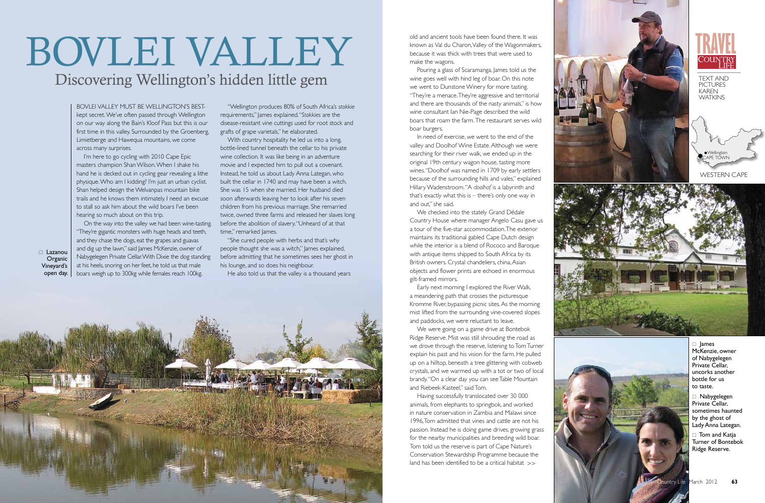# BOVLEI VALLEY

## Discovering Wellington's hidden little gem

TRAVEL COUNTRY LIFE

TEXT AND PICTURES KAREN WATKINS

WESTERN CAPE

BOVLEI VALLEY MUST BE WELLINGTON'S BEST-kept secret. We've often passed through Wellington on our way along the Bain's Kloof Pass but this is our first time in this valley. Surrounded by the Groenberg, Limietberge and Hawequa mountains, we come across many surprises.

I'm here to go cycling with 2010 Cape Epic masters champion Shan Wilson. When I shake his hand he is decked out in cycling gear revealing a lithe physique. Who am I kidding? I'm just an urban cyclist. Shan helped design the Welvanpas mountain bike trails and he knows them intimately. I need an excuse to stall so ask him about the wild boars I've been hearing so much about on this trip.

On the way into the valley we had been wine-tasting. "They're gigantic monsters with huge heads and teeth, and they chase the dogs, eat the grapes and guavas and dig up the lawn," said James McKenzie, owner of Nabygelegen Private Cellar. With Dixie the dog standing at his heels, snoring on her feet, he told us that male boars weigh up to 300kg while females reach 100kg.

"Wellington produces 80% of South Africa's *stokkie* requirements," James explained. "*Stokkies* are the disease-resistant vine cuttings used for root stock and grafts of grape varietals," he elaborated.

With country hospitality he led us into a long, bottle-lined tunnel beneath the cellar to his private wine collection. It was like being in an adventure movie and I expected him to pull out a covenant. Instead, he told us about Lady Anna Lategan, who built the cellar in 1740 and may have been a witch. She was 15 when she married. Her husband died soon afterwards leaving her to look after his seven children from his previous marriage. She remarried twice, owned three farms and released her slaves long before the abolition of slavery. "Unheard of at that time," remarked James.

"She cured people with herbs and that's why people thought she was a witch," James explained, before admitting that he sometimes sees her ghost in his lounge, and so does his neighbour.

He also told us that the valley is a thousand years old and ancient tools have been found there. It was known as Val du Charon, Valley of the Wagonmakers, because it was thick with trees that were used to make the wagons.

Pouring a glass of Scaramanga, James told us the wine goes well with hind leg of boar. On this note we went to Dunstone Winery for more tasting. "They're a menace. They're aggressive and territorial and there are thousands of the nasty animals," is how wine consultant Ian Nie-Page described the wild boars that roam the farm. The restaurant serves wild boar burgers.

In need of exercise, we went to the end of the valley and Doolhof Wine Estate. Although we were searching for their river walk, we ended up in the original 19th century wagon house, tasting more wines. "Doolhof was named in 1709 by early settlers because of the surrounding hills and vales," explained Hillary Wadenstroom. "A *doolhof* is a labyrinth and that's exactly what this is – there's only one way in and out," she said.

We checked into the stately Grand Dédale Country House where manager Angelo Casu gave us a tour of the five-star accommodation. The exterior maintains its traditional gabled Cape Dutch design while the interior is a blend of Rococo and Baroque with antique items shipped to South Africa by its British owners. Crystal chandeliers, china, Asian objects and flower prints are echoed in enormous gilt-framed mirrors.

Early next morning I explored the River Walk, a meandering path that crosses the picturesque Kromme River, bypassing picnic sites. As the morning mist lifted from the surrounding vine-covered slopes and paddocks, we were reluctant to leave.

We were going on a game drive at Bontebok Ridge Reserve. Mist was still shrouding the road as we drove through the reserve, listening to Tom Turner explain his past and his vision for the farm. He pulled up on a hilltop, beneath a tree glittering with cobweb crystals, and we warmed up with a tot or two of local brandy. "On a clear day you can see Table Mountain and Riebeek-Kasteel," said Tom.

Having successfully translocated over 30 000 animals, from elephants to springbok, and worked in nature conservation in Zambia and Malawi since 1996, Tom admitted that vines and cattle are not his passion. Instead he is doing game drives, growing grass for the nearby municipalities and breeding wild boar. Tom told us the reserve is part of Cape Nature's Conservation Stewardship Programme because the land has been identified to be a critical habitat >>

□ Lazanou Organic Vineyard's open day.

□ James McKenzie, owner of Nabygelegen Private Cellar, uncorks another bottle for us to taste.

□ Nabygelegen Private Cellar, sometimes haunted by the ghost of Lady Anna Lategan.

□ Tom and Katja Turner of Bontebok Ridge Reserve.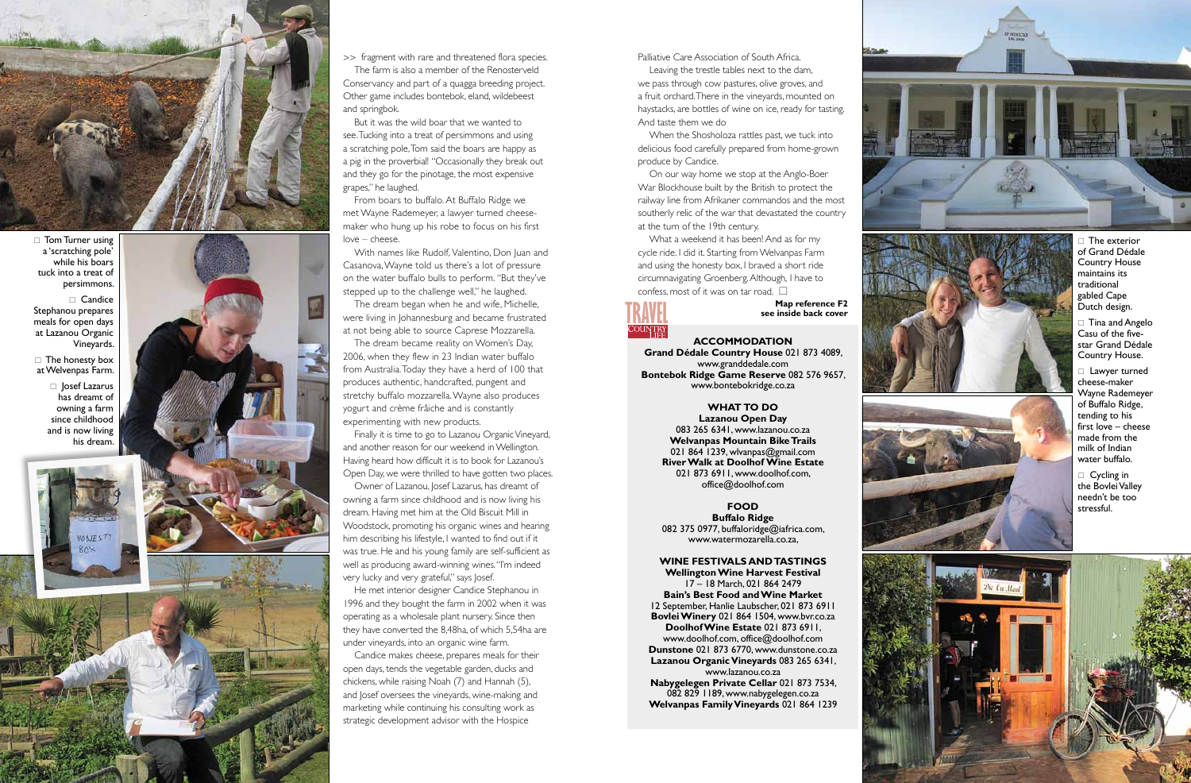>> fragment with rare and threatened flora species.

The farm is also a member of the Renosterveld Conservancy and part of a quagga breeding project. Other game includes bontebok, eland, wildebeest and springbok.

But it was the wild boar that we wanted to see. Tucking into a treat of persimmons and using a scratching pole, Tom said the boars are happy as a pig in the proverbial! "Occasionally they break out and they go for the pinotage, the most expensive grapes," he laughed.

From boars to buffalo. At Buffalo Ridge we met Wayne Rademeyer, a lawyer turned cheese-maker who hung up his robe to focus on his first love – cheese.

With names like Rudolf, Valentino, Don Juan and Casanova, Wayne told us there's a lot of pressure on the water buffalo bulls to perform. "But they've stepped up to the challenge well," he laughed.

The dream began when he and wife, Michelle, were living in Johannesburg and became frustrated at not being able to source Caprese Mozzarella.

The dream became reality on Women's Day, 2006, when they flew in 23 Indian water buffalo from Australia. Today they have a herd of 100 that produces authentic, handcrafted, pungent and stretchy buffalo mozzarella. Wayne also produces yogurt and crème frâiche and is constantly experimenting with new products.

Finally it is time to go to Lazanou Organic Vineyard, and another reason for our weekend in Wellington. Having heard how difficult it is to book for Lazanou's Open Day, we were thrilled to have gotten two places.

Owner of Lazanou, Josef Lazarus, has dreamt of owning a farm since childhood and is now living his dream. Having met him at the Old Biscuit Mill in Woodstock, promoting his organic wines and hearing him describing his lifestyle, I wanted to find out if it was true. He and his young family are self-sufficient as well as producing award-winning wines. "I'm indeed very lucky and very grateful," says Josef.

He met interior designer Candice Stephanou in 1996 and they bought the farm in 2002 when it was operating as a wholesale plant nursery. Since then they have converted the 8,48ha, of which 5,54ha are under vineyards, into an organic wine farm.

Candice makes cheese, prepares meals for their open days, tends the vegetable garden, ducks and chickens, while raising Noah (7) and Hannah (5), and Josef oversees the vineyards, wine-making and marketing while continuing his consulting work as strategic development advisor with the Hospice Palliative Care Association of South Africa.

Leaving the trestle tables next to the dam, we pass through cow pastures, olive groves, and a fruit orchard. There in the vineyards, mounted on haystacks, are bottles of wine on ice, ready for tasting. And taste them we do

When the Shosholoza rattles past, we tuck into delicious food carefully prepared from home-grown produce by Candice.

On our way home we stop at the Anglo-Boer War Blockhouse built by the British to protect the railway line from Afrikaner commandos and the most southerly relic of the war that devastated the country at the turn of the 19th century.

What a weekend it has been! And as for my cycle ride. I did it. Starting from Welvanpas Farm and using the honesty box, I braved a short ride circumnavigating Groenberg. Although, I have to confess, most of it was on tar road. □

**Map reference F2 see inside back cover**

### ACCOMMODATION

**Grand Dédale Country House** 021 873 4089, www.granddedale.com
**Bontebok Ridge Game Reserve** 082 576 9657, www.bontebokridge.co.za

### WHAT TO DO

**Lazanou Open Day** 083 265 6341, www.lazanou.co.za
**Welvanpas Mountain Bike Trails** 021 864 1239, wlvanpas@gmail.com
**River Walk at Doolhof Wine Estate** 021 873 6911, www.doolhof.com, office@doolhof.com

### FOOD

**Buffalo Ridge** 082 375 0977, buffaloridge@iafrica.com, www.watermozarella.co.za,

### WINE FESTIVALS AND TASTINGS

**Wellington Wine Harvest Festival** 17 – 18 March, 021 864 2479
**Bain's Best Food and Wine Market** 12 September, Hanlie Laubscher, 021 873 6911
**Bovlei Winery** 021 864 1504, www.bvr.co.za
**Doolhof Wine Estate** 021 873 6911, www.doolhof.com, office@doolhof.com
**Dunstone** 021 873 6770, www.dunstone.co.za
**Lazanou Organic Vineyards** 083 265 6341, www.lazanou.co.za
**Nabygelegen Private Cellar** 021 873 7534, 082 829 1189, www.nabygelegen.co.za
**Welvanpas Family Vineyards** 021 864 1239

□ Tom Turner using a 'scratching pole' while his boars tuck into a treat of persimmons.

□ Candice Stephanou prepares meals for open days at Lazanou Organic Vineyards.

□ The honesty box at Welvenpas Farm.

□ Josef Lazarus has dreamt of owning a farm since childhood and is now living his dream.

□ The exterior of Grand Dédale Country House maintains its traditional gabled Cape Dutch design.

□ Tina and Angelo Casu of the five-star Grand Dédale Country House.

□ Lawyer turned cheese-maker Wayne Rademeyer of Buffalo Ridge, tending to his first love – cheese made from the milk of Indian water buffalo.

□ Cycling in the Bovlei Valley needn't be too stressful.